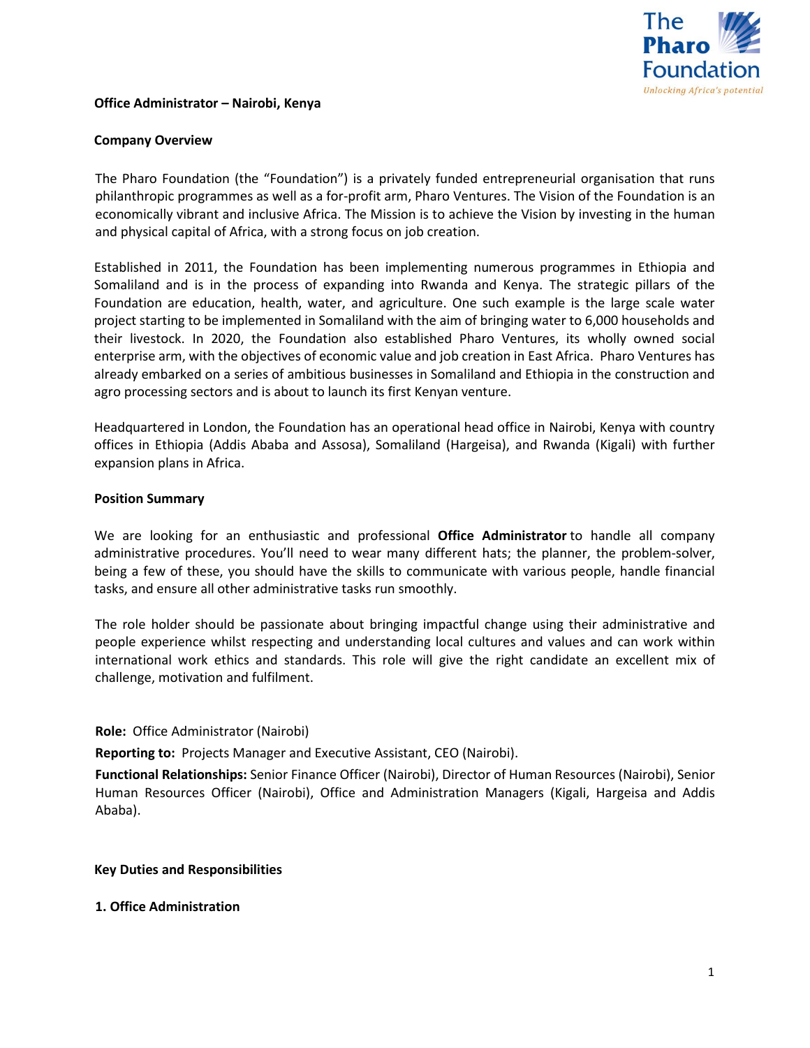The Pharo Foundation

*Unlocking Africa's potential*

**Office Administrator – Nairobi, Kenya**

**Company Overview**

The Pharo Foundation (the "Foundation") is a privately funded entrepreneurial organisation that runs philanthropic programmes as well as a for-profit arm, Pharo Ventures. The Vision of the Foundation is an economically vibrant and inclusive Africa. The Mission is to achieve the Vision by investing in the human and physical capital of Africa, with a strong focus on job creation.

Established in 2011, the Foundation has been implementing numerous programmes in Ethiopia and Somaliland and is in the process of expanding into Rwanda and Kenya. The strategic pillars of the Foundation are education, health, water, and agriculture. One such example is the large scale water project starting to be implemented in Somaliland with the aim of bringing water to 6,000 households and their livestock. In 2020, the Foundation also established Pharo Ventures, its wholly owned social enterprise arm, with the objectives of economic value and job creation in East Africa. Pharo Ventures has already embarked on a series of ambitious businesses in Somaliland and Ethiopia in the construction and agro processing sectors and is about to launch its first Kenyan venture.

Headquartered in London, the Foundation has an operational head office in Nairobi, Kenya with country offices in Ethiopia (Addis Ababa and Assosa), Somaliland (Hargeisa), and Rwanda (Kigali) with further expansion plans in Africa.

**Position Summary**

We are looking for an enthusiastic and professional **Office Administrator** to handle all company administrative procedures. You'll need to wear many different hats; the planner, the problem-solver, being a few of these, you should have the skills to communicate with various people, handle financial tasks, and ensure all other administrative tasks run smoothly.

The role holder should be passionate about bringing impactful change using their administrative and people experience whilst respecting and understanding local cultures and values and can work within international work ethics and standards. This role will give the right candidate an excellent mix of challenge, motivation and fulfilment.

**Role:** Office Administrator (Nairobi)

**Reporting to:** Projects Manager and Executive Assistant, CEO (Nairobi).

**Functional Relationships:** Senior Finance Officer (Nairobi), Director of Human Resources (Nairobi), Senior Human Resources Officer (Nairobi), Office and Administration Managers (Kigali, Hargeisa and Addis Ababa).

**Key Duties and Responsibilities**

**1. Office Administration**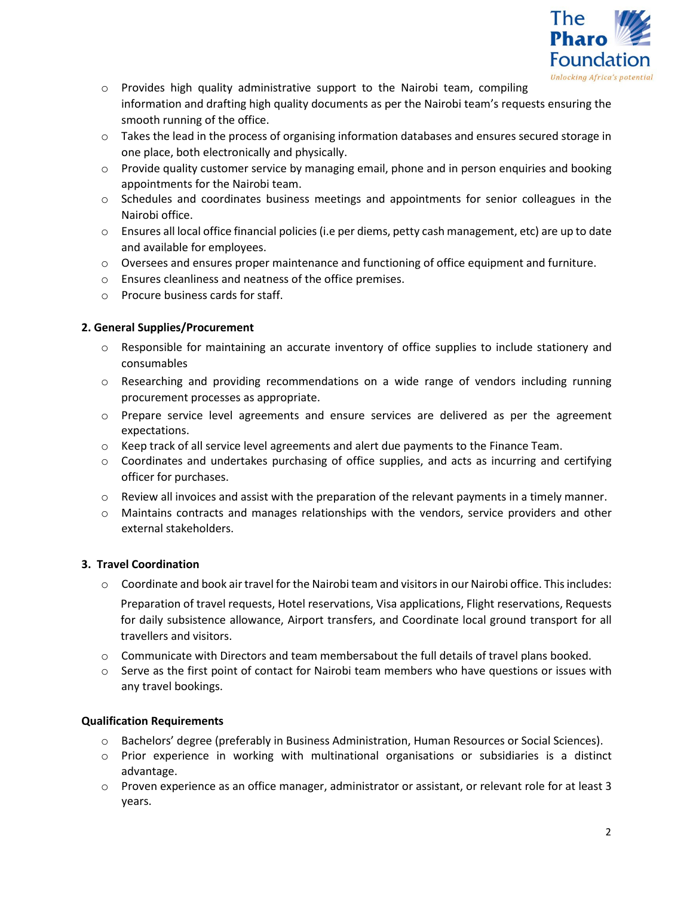- Provides high quality administrative support to the Nairobi team, compiling information and drafting high quality documents as per the Nairobi team's requests ensuring the smooth running of the office.
- Takes the lead in the process of organising information databases and ensures secured storage in one place, both electronically and physically.
- Provide quality customer service by managing email, phone and in person enquiries and booking appointments for the Nairobi team.
- Schedules and coordinates business meetings and appointments for senior colleagues in the Nairobi office.
- Ensures all local office financial policies (i.e per diems, petty cash management, etc) are up to date and available for employees.
- Oversees and ensures proper maintenance and functioning of office equipment and furniture.
- Ensures cleanliness and neatness of the office premises.
- Procure business cards for staff.

**2. General Supplies/Procurement**

- Responsible for maintaining an accurate inventory of office supplies to include stationery and consumables
- Researching and providing recommendations on a wide range of vendors including running procurement processes as appropriate.
- Prepare service level agreements and ensure services are delivered as per the agreement expectations.
- Keep track of all service level agreements and alert due payments to the Finance Team.
- Coordinates and undertakes purchasing of office supplies, and acts as incurring and certifying officer for purchases.
- Review all invoices and assist with the preparation of the relevant payments in a timely manner.
- Maintains contracts and manages relationships with the vendors, service providers and other external stakeholders.

**3. Travel Coordination**

- Coordinate and book air travel for the Nairobi team and visitors in our Nairobi office. This includes:

  Preparation of travel requests, Hotel reservations, Visa applications, Flight reservations, Requests for daily subsistence allowance, Airport transfers, and Coordinate local ground transport for all travellers and visitors.
- Communicate with Directors and team membersabout the full details of travel plans booked.
- Serve as the first point of contact for Nairobi team members who have questions or issues with any travel bookings.

**Qualification Requirements**

- Bachelors' degree (preferably in Business Administration, Human Resources or Social Sciences).
- Prior experience in working with multinational organisations or subsidiaries is a distinct advantage.
- Proven experience as an office manager, administrator or assistant, or relevant role for at least 3 years.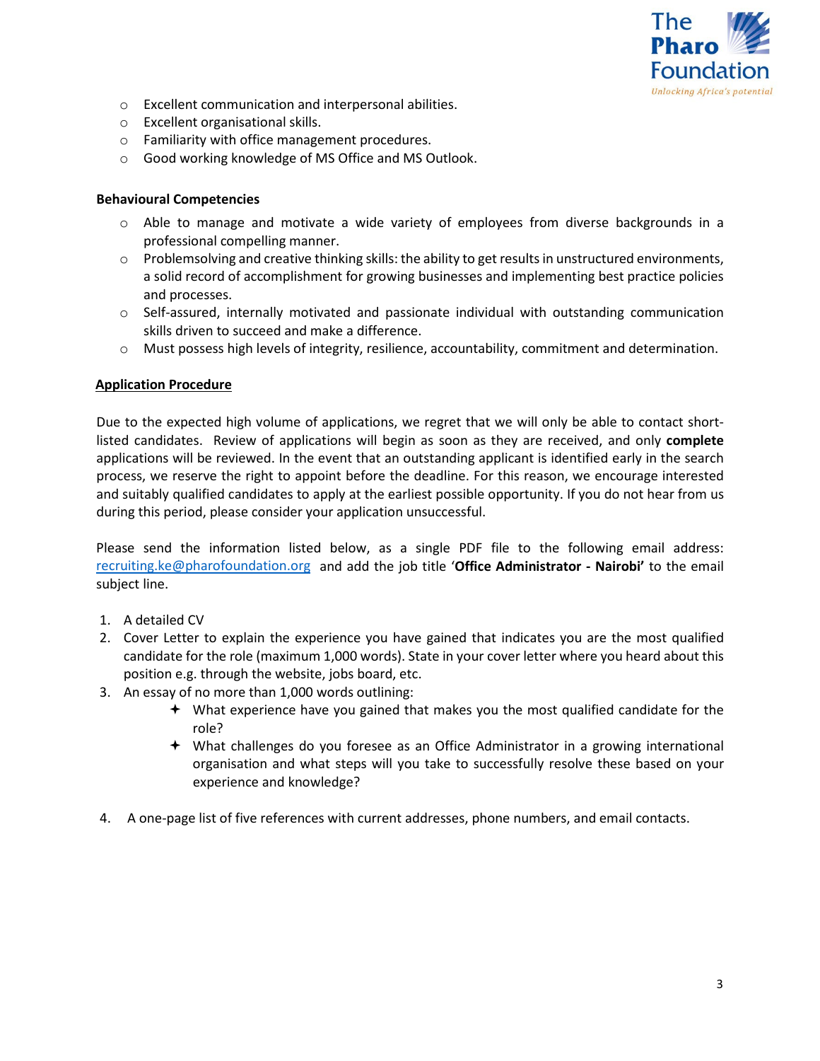- Excellent communication and interpersonal abilities.
- Excellent organisational skills.
- Familiarity with office management procedures.
- Good working knowledge of MS Office and MS Outlook.

**Behavioural Competencies**

- Able to manage and motivate a wide variety of employees from diverse backgrounds in a professional compelling manner.
- Problemsolving and creative thinking skills: the ability to get results in unstructured environments, a solid record of accomplishment for growing businesses and implementing best practice policies and processes.
- Self-assured, internally motivated and passionate individual with outstanding communication skills driven to succeed and make a difference.
- Must possess high levels of integrity, resilience, accountability, commitment and determination.

**Application Procedure**

Due to the expected high volume of applications, we regret that we will only be able to contact short-listed candidates. Review of applications will begin as soon as they are received, and only **complete** applications will be reviewed. In the event that an outstanding applicant is identified early in the search process, we reserve the right to appoint before the deadline. For this reason, we encourage interested and suitably qualified candidates to apply at the earliest possible opportunity. If you do not hear from us during this period, please consider your application unsuccessful.

Please send the information listed below, as a single PDF file to the following email address: recruiting.ke@pharofoundation.org and add the job title '**Office Administrator - Nairobi'** to the email subject line.

1. A detailed CV
2. Cover Letter to explain the experience you have gained that indicates you are the most qualified candidate for the role (maximum 1,000 words). State in your cover letter where you heard about this position e.g. through the website, jobs board, etc.
3. An essay of no more than 1,000 words outlining:
    - What experience have you gained that makes you the most qualified candidate for the role?
    - What challenges do you foresee as an Office Administrator in a growing international organisation and what steps will you take to successfully resolve these based on your experience and knowledge?
4. A one-page list of five references with current addresses, phone numbers, and email contacts.